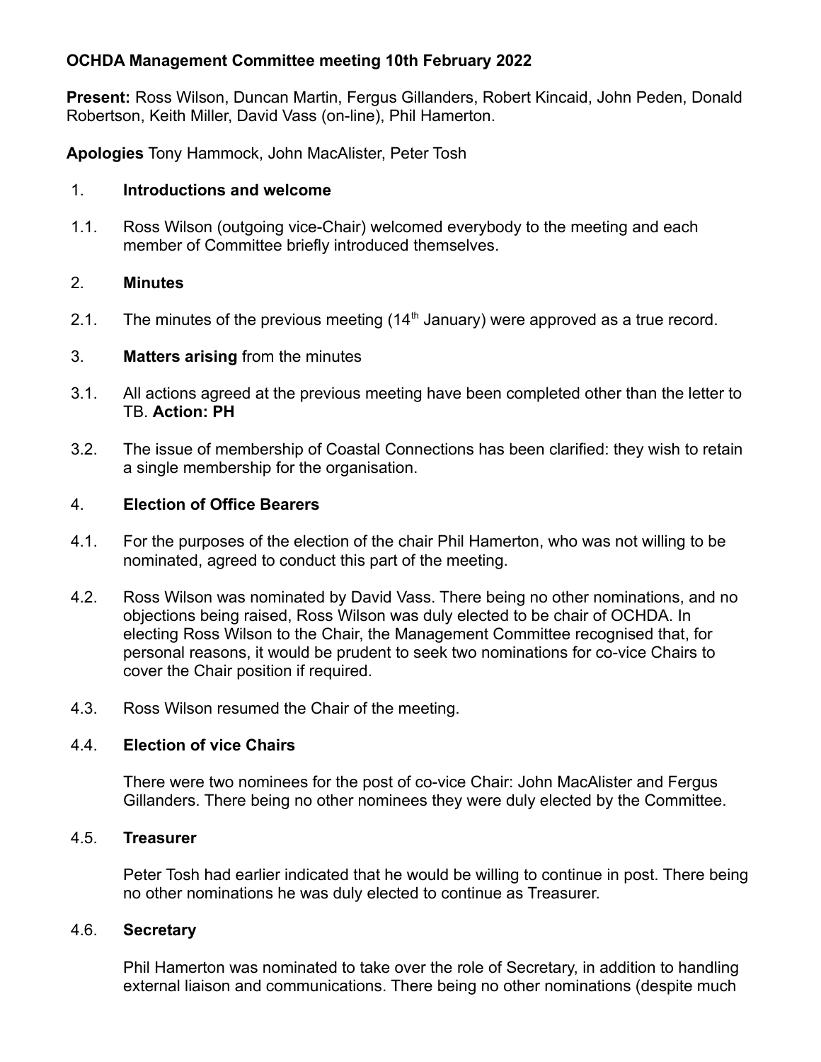**OCHDA Management Committee meeting 10th February 2022**

**Present:** Ross Wilson, Duncan Martin, Fergus Gillanders, Robert Kincaid, John Peden, Donald Robertson, Keith Miller, David Vass (on-line), Phil Hamerton.

**Apologies** Tony Hammock, John MacAlister, Peter Tosh

1. **Introductions and welcome**

1.1. Ross Wilson (outgoing vice-Chair) welcomed everybody to the meeting and each member of Committee briefly introduced themselves.

2. **Minutes**

2.1. The minutes of the previous meeting (14th January) were approved as a true record.

3. **Matters arising** from the minutes

3.1. All actions agreed at the previous meeting have been completed other than the letter to TB. **Action: PH**

3.2. The issue of membership of Coastal Connections has been clarified: they wish to retain a single membership for the organisation.

4. **Election of Office Bearers**

4.1. For the purposes of the election of the chair Phil Hamerton, who was not willing to be nominated, agreed to conduct this part of the meeting.

4.2. Ross Wilson was nominated by David Vass. There being no other nominations, and no objections being raised, Ross Wilson was duly elected to be chair of OCHDA. In electing Ross Wilson to the Chair, the Management Committee recognised that, for personal reasons, it would be prudent to seek two nominations for co-vice Chairs to cover the Chair position if required.

4.3. Ross Wilson resumed the Chair of the meeting.

4.4. **Election of vice Chairs**

There were two nominees for the post of co-vice Chair: John MacAlister and Fergus Gillanders. There being no other nominees they were duly elected by the Committee.

4.5. **Treasurer**

Peter Tosh had earlier indicated that he would be willing to continue in post. There being no other nominations he was duly elected to continue as Treasurer.

4.6. **Secretary**

Phil Hamerton was nominated to take over the role of Secretary, in addition to handling external liaison and communications. There being no other nominations (despite much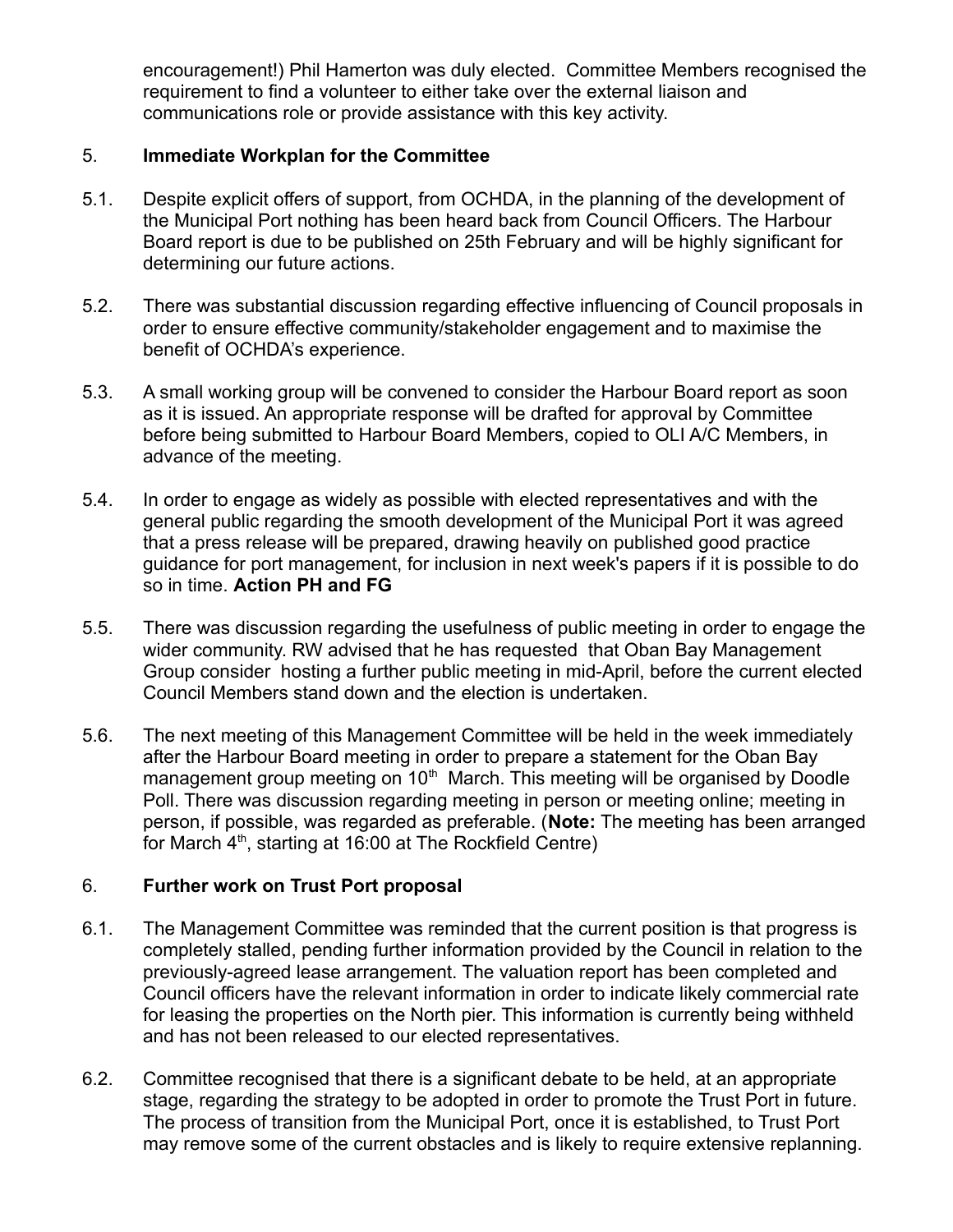encouragement!) Phil Hamerton was duly elected. Committee Members recognised the requirement to find a volunteer to either take over the external liaison and communications role or provide assistance with this key activity.

## 5. Immediate Workplan for the Committee

5.1. Despite explicit offers of support, from OCHDA, in the planning of the development of the Municipal Port nothing has been heard back from Council Officers. The Harbour Board report is due to be published on 25th February and will be highly significant for determining our future actions.

5.2. There was substantial discussion regarding effective influencing of Council proposals in order to ensure effective community/stakeholder engagement and to maximise the benefit of OCHDA's experience.

5.3. A small working group will be convened to consider the Harbour Board report as soon as it is issued. An appropriate response will be drafted for approval by Committee before being submitted to Harbour Board Members, copied to OLI A/C Members, in advance of the meeting.

5.4. In order to engage as widely as possible with elected representatives and with the general public regarding the smooth development of the Municipal Port it was agreed that a press release will be prepared, drawing heavily on published good practice guidance for port management, for inclusion in next week's papers if it is possible to do so in time. **Action PH and FG**

5.5. There was discussion regarding the usefulness of public meeting in order to engage the wider community. RW advised that he has requested that Oban Bay Management Group consider hosting a further public meeting in mid-April, before the current elected Council Members stand down and the election is undertaken.

5.6. The next meeting of this Management Committee will be held in the week immediately after the Harbour Board meeting in order to prepare a statement for the Oban Bay management group meeting on 10th March. This meeting will be organised by Doodle Poll. There was discussion regarding meeting in person or meeting online; meeting in person, if possible, was regarded as preferable. (**Note:** The meeting has been arranged for March 4th, starting at 16:00 at The Rockfield Centre)

## 6. Further work on Trust Port proposal

6.1. The Management Committee was reminded that the current position is that progress is completely stalled, pending further information provided by the Council in relation to the previously-agreed lease arrangement. The valuation report has been completed and Council officers have the relevant information in order to indicate likely commercial rate for leasing the properties on the North pier. This information is currently being withheld and has not been released to our elected representatives.

6.2. Committee recognised that there is a significant debate to be held, at an appropriate stage, regarding the strategy to be adopted in order to promote the Trust Port in future. The process of transition from the Municipal Port, once it is established, to Trust Port may remove some of the current obstacles and is likely to require extensive replanning.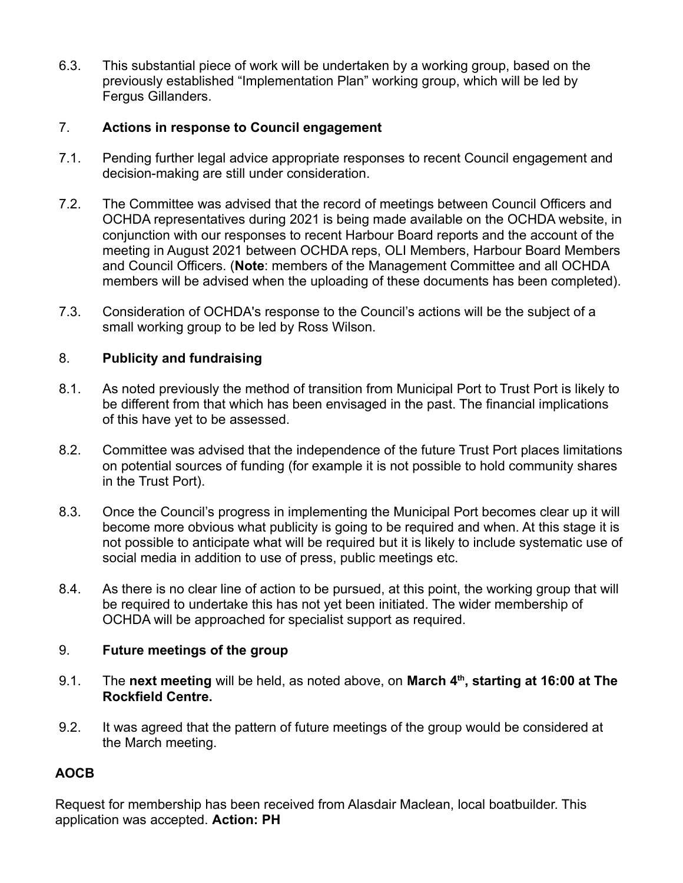6.3. This substantial piece of work will be undertaken by a working group, based on the previously established "Implementation Plan" working group, which will be led by Fergus Gillanders.

## 7. Actions in response to Council engagement

7.1. Pending further legal advice appropriate responses to recent Council engagement and decision-making are still under consideration.

7.2. The Committee was advised that the record of meetings between Council Officers and OCHDA representatives during 2021 is being made available on the OCHDA website, in conjunction with our responses to recent Harbour Board reports and the account of the meeting in August 2021 between OCHDA reps, OLI Members, Harbour Board Members and Council Officers. (**Note**: members of the Management Committee and all OCHDA members will be advised when the uploading of these documents has been completed).

7.3. Consideration of OCHDA's response to the Council's actions will be the subject of a small working group to be led by Ross Wilson.

## 8. Publicity and fundraising

8.1. As noted previously the method of transition from Municipal Port to Trust Port is likely to be different from that which has been envisaged in the past. The financial implications of this have yet to be assessed.

8.2. Committee was advised that the independence of the future Trust Port places limitations on potential sources of funding (for example it is not possible to hold community shares in the Trust Port).

8.3. Once the Council's progress in implementing the Municipal Port becomes clear up it will become more obvious what publicity is going to be required and when. At this stage it is not possible to anticipate what will be required but it is likely to include systematic use of social media in addition to use of press, public meetings etc.

8.4. As there is no clear line of action to be pursued, at this point, the working group that will be required to undertake this has not yet been initiated. The wider membership of OCHDA will be approached for specialist support as required.

## 9. Future meetings of the group

9.1. The **next meeting** will be held, as noted above, on **March 4th, starting at 16:00 at The Rockfield Centre.**

9.2. It was agreed that the pattern of future meetings of the group would be considered at the March meeting.

## AOCB

Request for membership has been received from Alasdair Maclean, local boatbuilder. This application was accepted. **Action: PH**